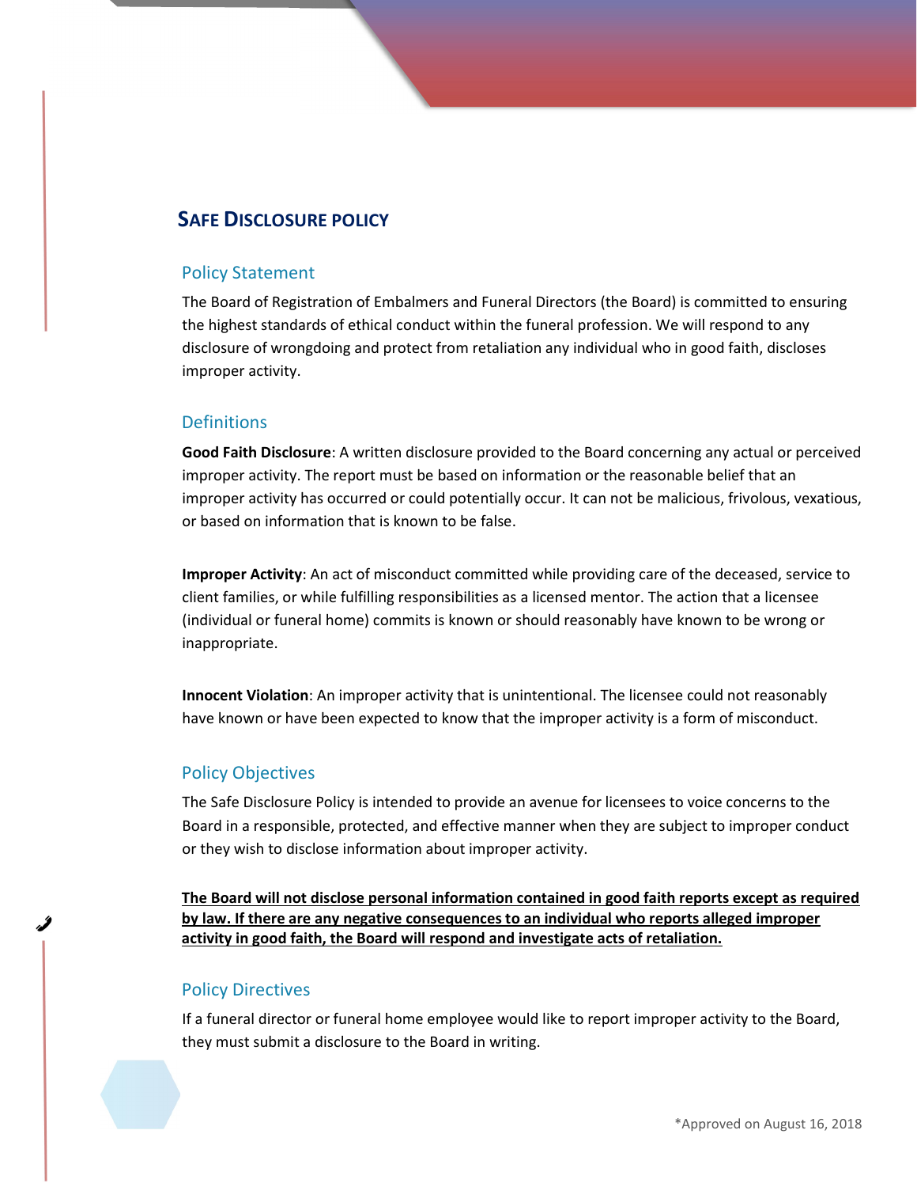# SAFE DISCLOSURE POLICY

## Policy Statement

The Board of Registration of Embalmers and Funeral Directors (the Board) is committed to ensuring the highest standards of ethical conduct within the funeral profession. We will respond to any disclosure of wrongdoing and protect from retaliation any individual who in good faith, discloses improper activity.

## Definitions

**Good Faith Disclosure**: A written disclosure provided to the Board concerning any actual or perceived improper activity. The report must be based on information or the reasonable belief that an improper activity has occurred or could potentially occur. It can not be malicious, frivolous, vexatious, or based on information that is known to be false.

**Improper Activity**: An act of misconduct committed while providing care of the deceased, service to client families, or while fulfilling responsibilities as a licensed mentor. The action that a licensee (individual or funeral home) commits is known or should reasonably have known to be wrong or inappropriate.

**Innocent Violation**: An improper activity that is unintentional. The licensee could not reasonably have known or have been expected to know that the improper activity is a form of misconduct.

## Policy Objectives

The Safe Disclosure Policy is intended to provide an avenue for licensees to voice concerns to the Board in a responsible, protected, and effective manner when they are subject to improper conduct or they wish to disclose information about improper activity.

**The Board will not disclose personal information contained in good faith reports except as required by law. If there are any negative consequences to an individual who reports alleged improper activity in good faith, the Board will respond and investigate acts of retaliation.**

## Policy Directives

If a funeral director or funeral home employee would like to report improper activity to the Board, they must submit a disclosure to the Board in writing.

*Approved on August 16, 2018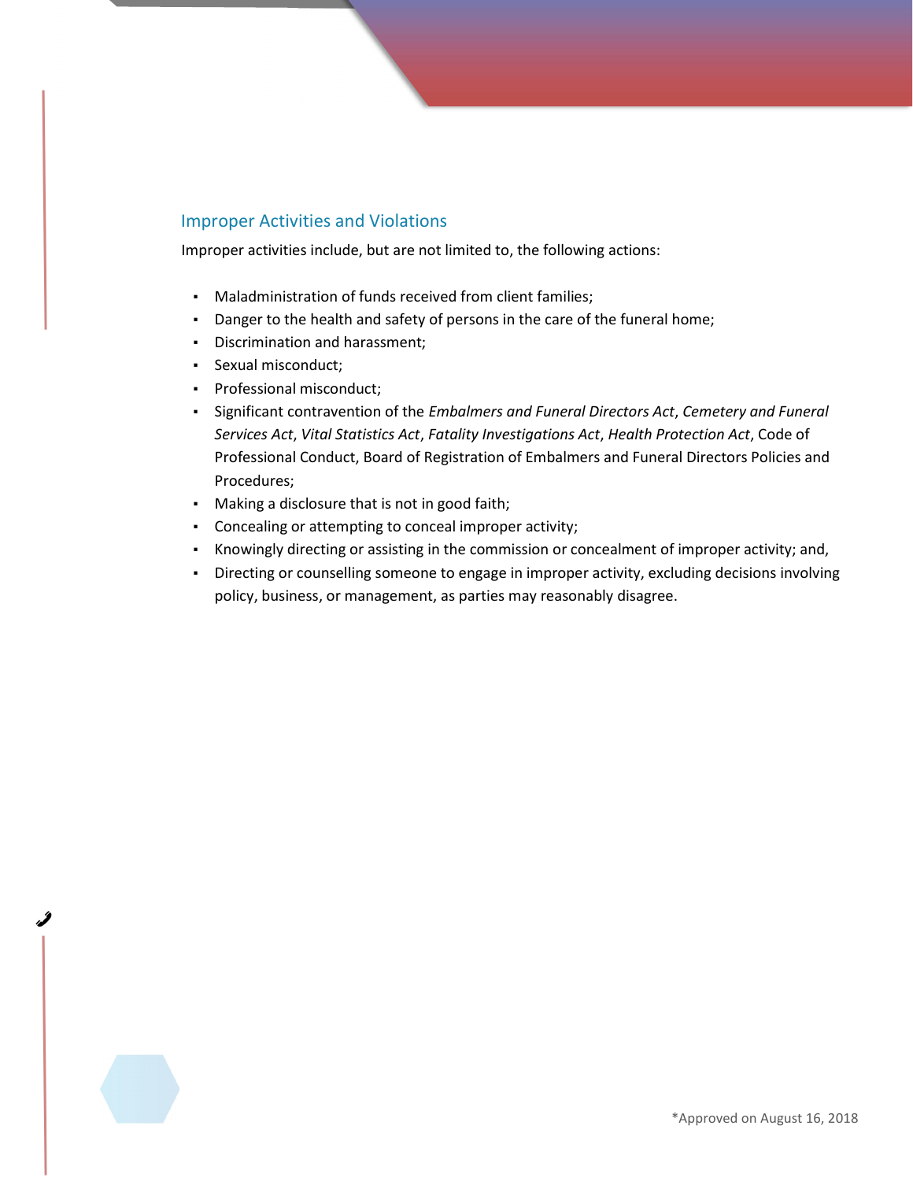## Improper Activities and Violations

Improper activities include, but are not limited to, the following actions:

- Maladministration of funds received from client families;
- Danger to the health and safety of persons in the care of the funeral home;
- Discrimination and harassment;
- Sexual misconduct;
- Professional misconduct;
- Significant contravention of the *Embalmers and Funeral Directors Act*, *Cemetery and Funeral Services Act*, *Vital Statistics Act*, *Fatality Investigations Act*, *Health Protection Act*, Code of Professional Conduct, Board of Registration of Embalmers and Funeral Directors Policies and Procedures;
- Making a disclosure that is not in good faith;
- Concealing or attempting to conceal improper activity;
- Knowingly directing or assisting in the commission or concealment of improper activity; and,
- Directing or counselling someone to engage in improper activity, excluding decisions involving policy, business, or management, as parties may reasonably disagree.

*Approved on August 16, 2018